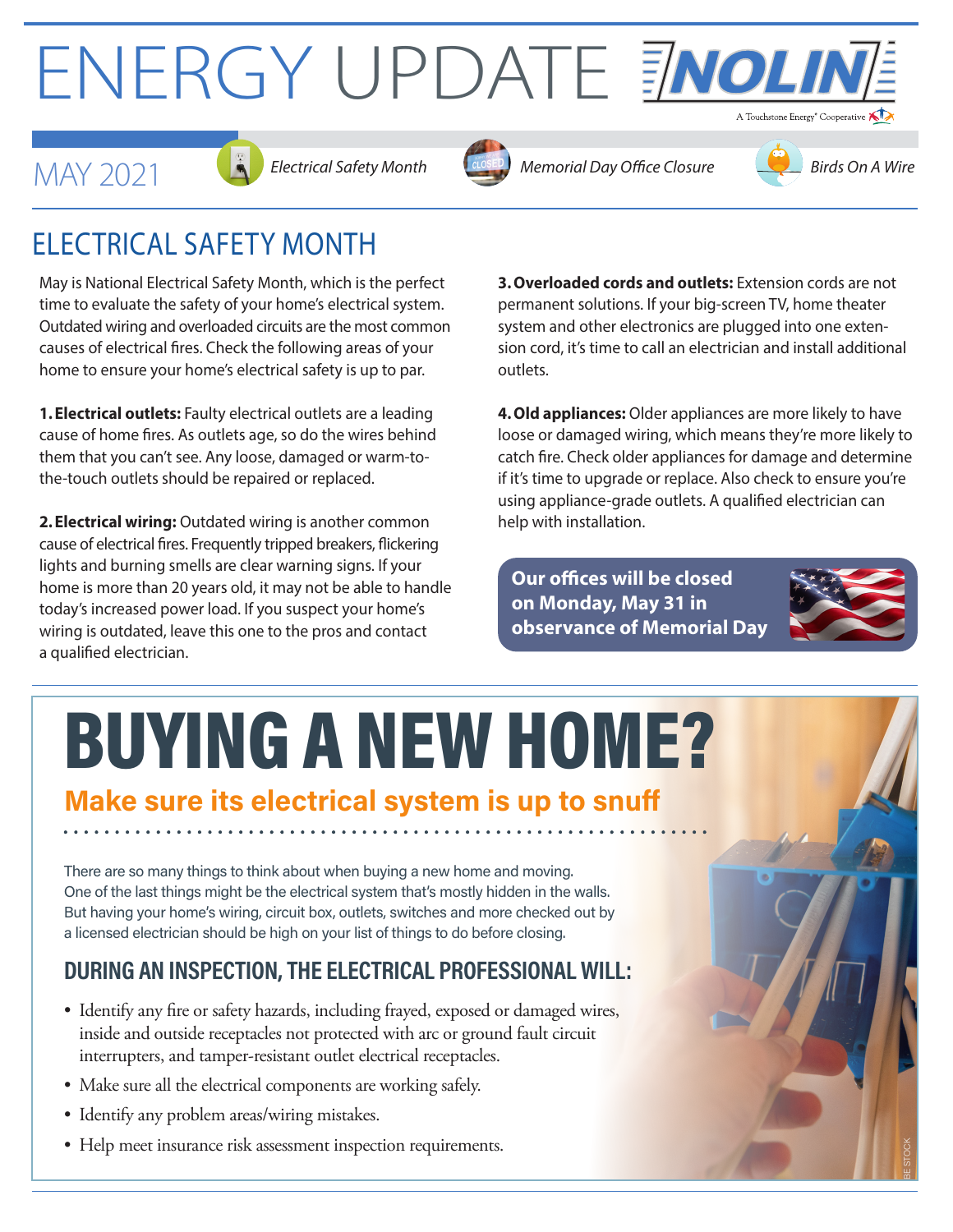# ENERGY UPDATE

NOLIN — A Touchstone Energy® Cooperative

MAY 2021

*Electrical Safety Month* | *Memorial Day Office Closure* | *Birds On A Wire*

## ELECTRICAL SAFETY MONTH

May is National Electrical Safety Month, which is the perfect time to evaluate the safety of your home's electrical system. Outdated wiring and overloaded circuits are the most common causes of electrical fires. Check the following areas of your home to ensure your home's electrical safety is up to par.

**1. Electrical outlets:** Faulty electrical outlets are a leading cause of home fires. As outlets age, so do the wires behind them that you can't see. Any loose, damaged or warm-to-the-touch outlets should be repaired or replaced.

**2. Electrical wiring:** Outdated wiring is another common cause of electrical fires. Frequently tripped breakers, flickering lights and burning smells are clear warning signs. If your home is more than 20 years old, it may not be able to handle today's increased power load. If you suspect your home's wiring is outdated, leave this one to the pros and contact a qualified electrician.

**3. Overloaded cords and outlets:** Extension cords are not permanent solutions. If your big-screen TV, home theater system and other electronics are plugged into one extension cord, it's time to call an electrician and install additional outlets.

**4. Old appliances:** Older appliances are more likely to have loose or damaged wiring, which means they're more likely to catch fire. Check older appliances for damage and determine if it's time to upgrade or replace. Also check to ensure you're using appliance-grade outlets. A qualified electrician can help with installation.

**Our offices will be closed on Monday, May 31 in observance of Memorial Day**

# BUYING A NEW HOME?

## Make sure its electrical system is up to snuff

There are so many things to think about when buying a new home and moving. One of the last things might be the electrical system that's mostly hidden in the walls. But having your home's wiring, circuit box, outlets, switches and more checked out by a licensed electrician should be high on your list of things to do before closing.

### DURING AN INSPECTION, THE ELECTRICAL PROFESSIONAL WILL:

- Identify any fire or safety hazards, including frayed, exposed or damaged wires, inside and outside receptacles not protected with arc or ground fault circuit interrupters, and tamper-resistant outlet electrical receptacles.
- Make sure all the electrical components are working safely.
- Identify any problem areas/wiring mistakes.
- Help meet insurance risk assessment inspection requirements.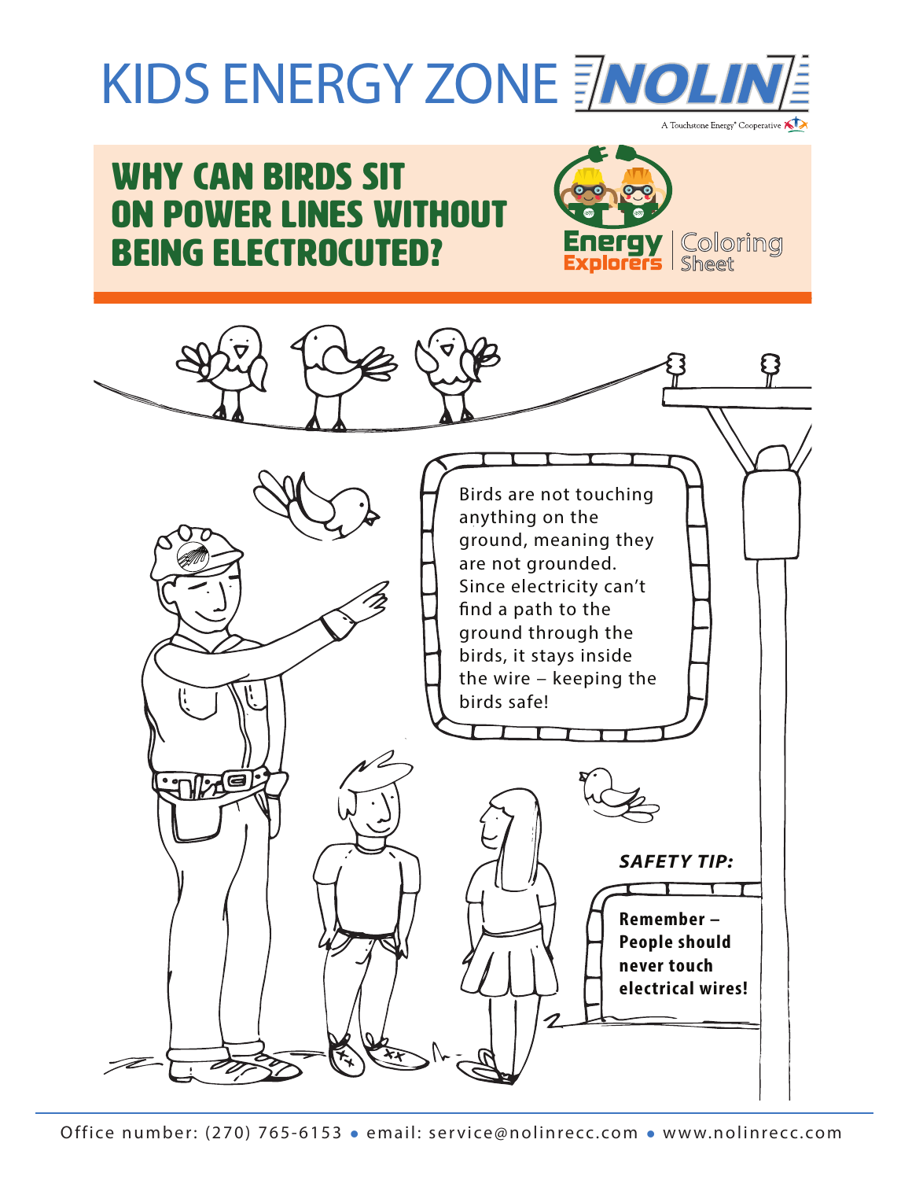# KIDS ENERGY ZONE NOLIN

A Touchstone Energy® Cooperative

## WHY CAN BIRDS SIT ON POWER LINES WITHOUT BEING ELECTROCUTED?

Energy Explorers | Coloring Sheet

Birds are not touching anything on the ground, meaning they are not grounded. Since electricity can't find a path to the ground through the birds, it stays inside the wire – keeping the birds safe!

***SAFETY TIP:***

**Remember – People should never touch electrical wires!**

Office number: (270) 765-6153 • email: service@nolinrecc.com • www.nolinrecc.com